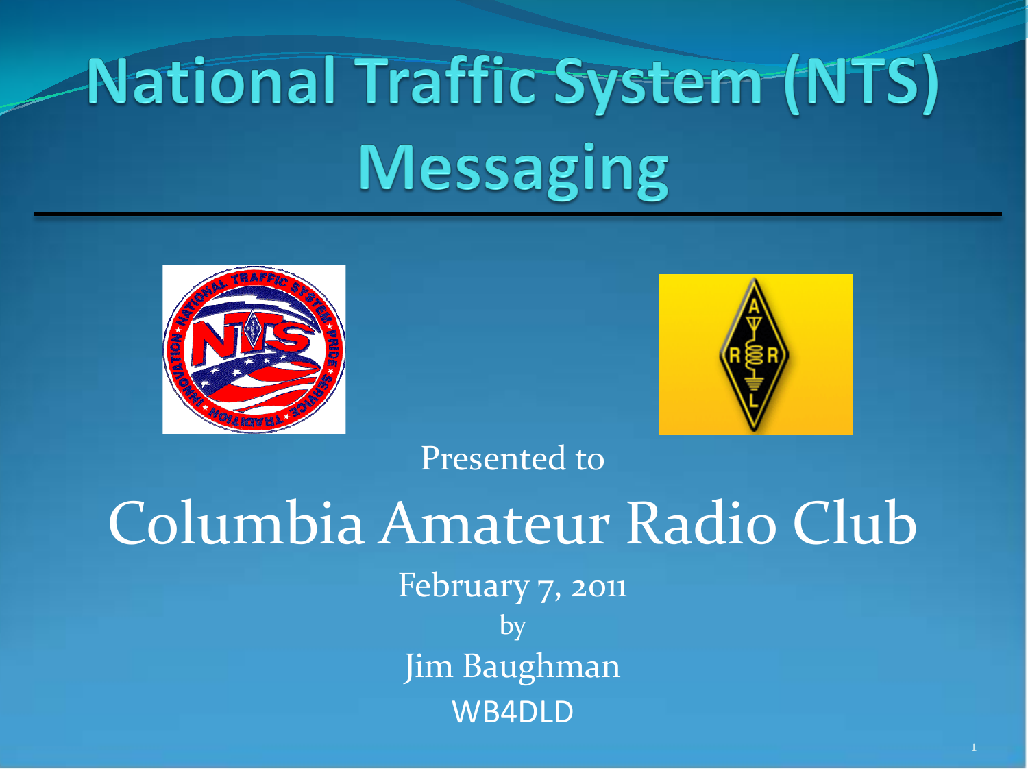# National Traffic System (NTS) Messaging

Presented to

## Columbia Amateur Radio Club

February 7, 2011

by

Jim Baughman

WB4DLD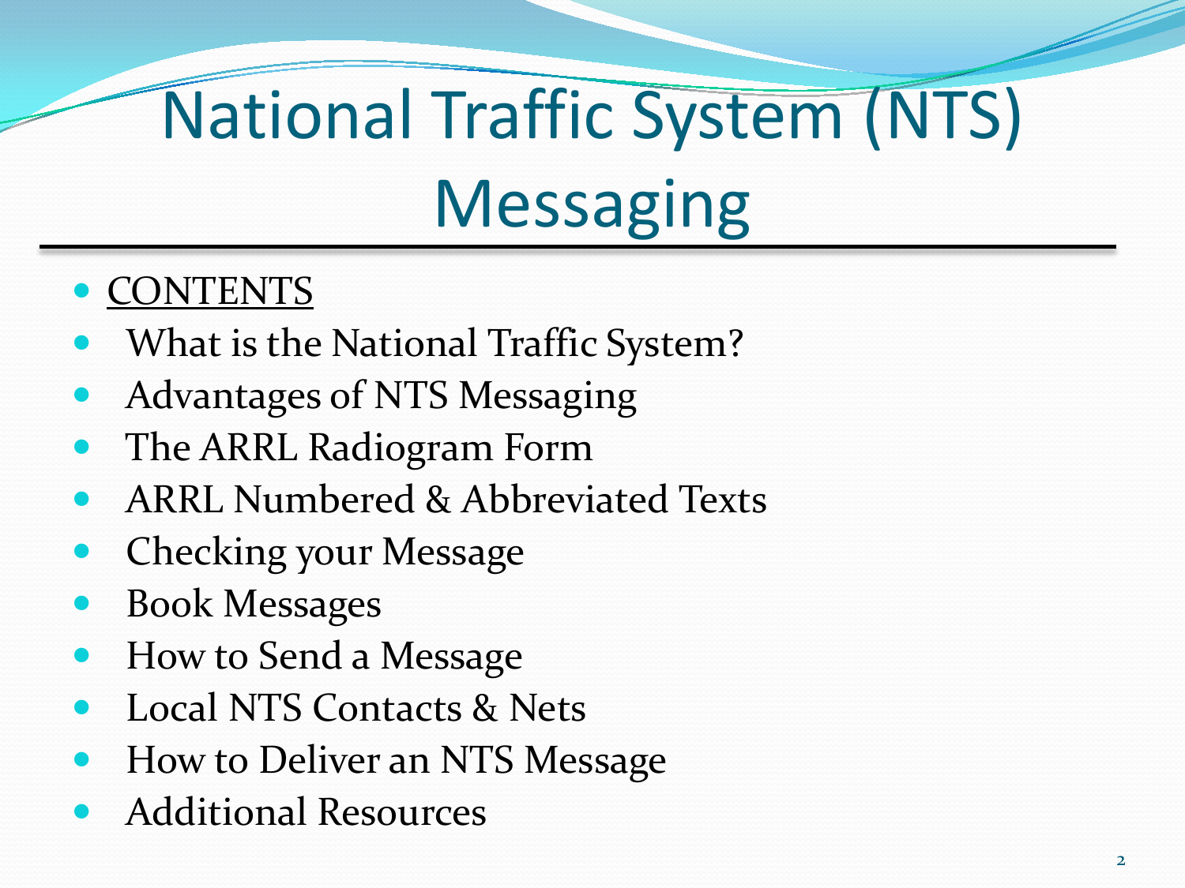# National Traffic System (NTS) Messaging

- <u>CONTENTS</u>
- What is the National Traffic System?
- Advantages of NTS Messaging
- The ARRL Radiogram Form
- ARRL Numbered & Abbreviated Texts
- Checking your Message
- Book Messages
- How to Send a Message
- Local NTS Contacts & Nets
- How to Deliver an NTS Message
- Additional Resources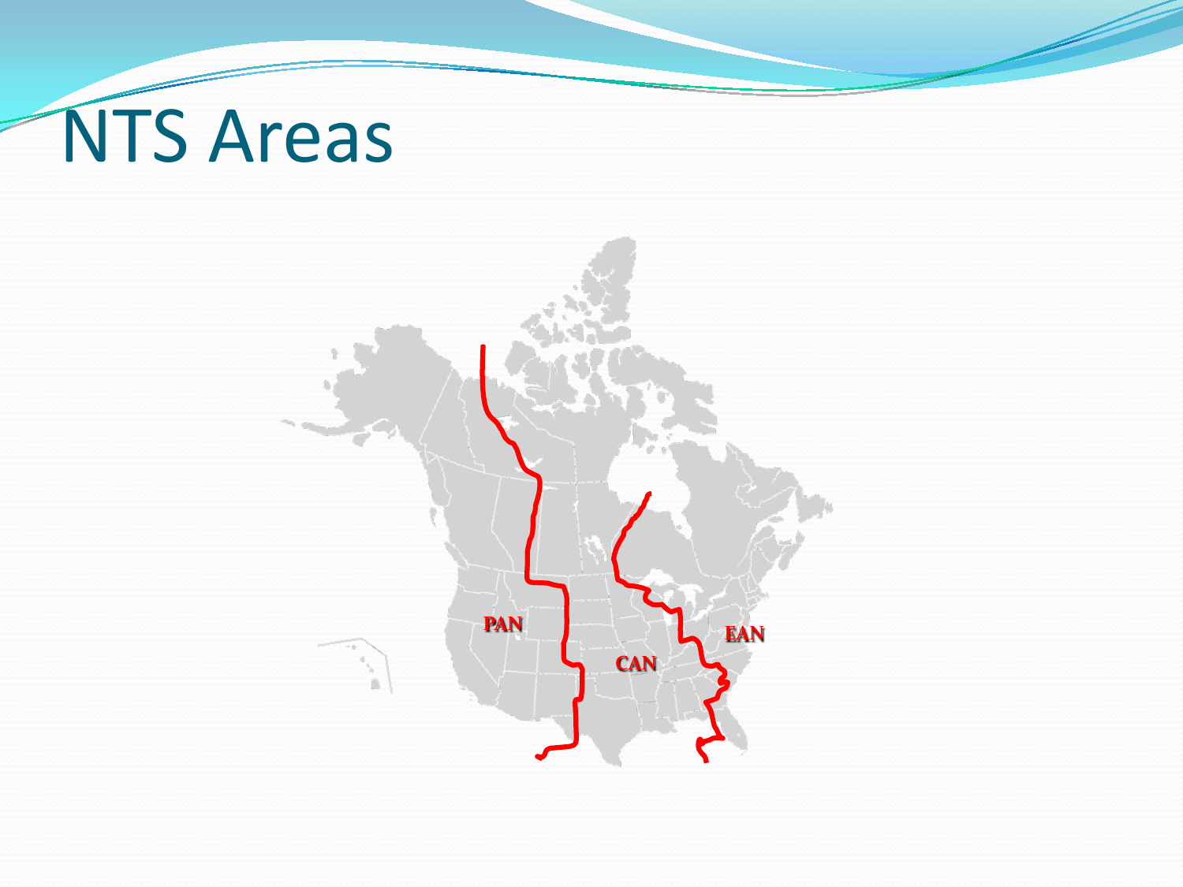# NTS Areas

PAN

CAN

EAN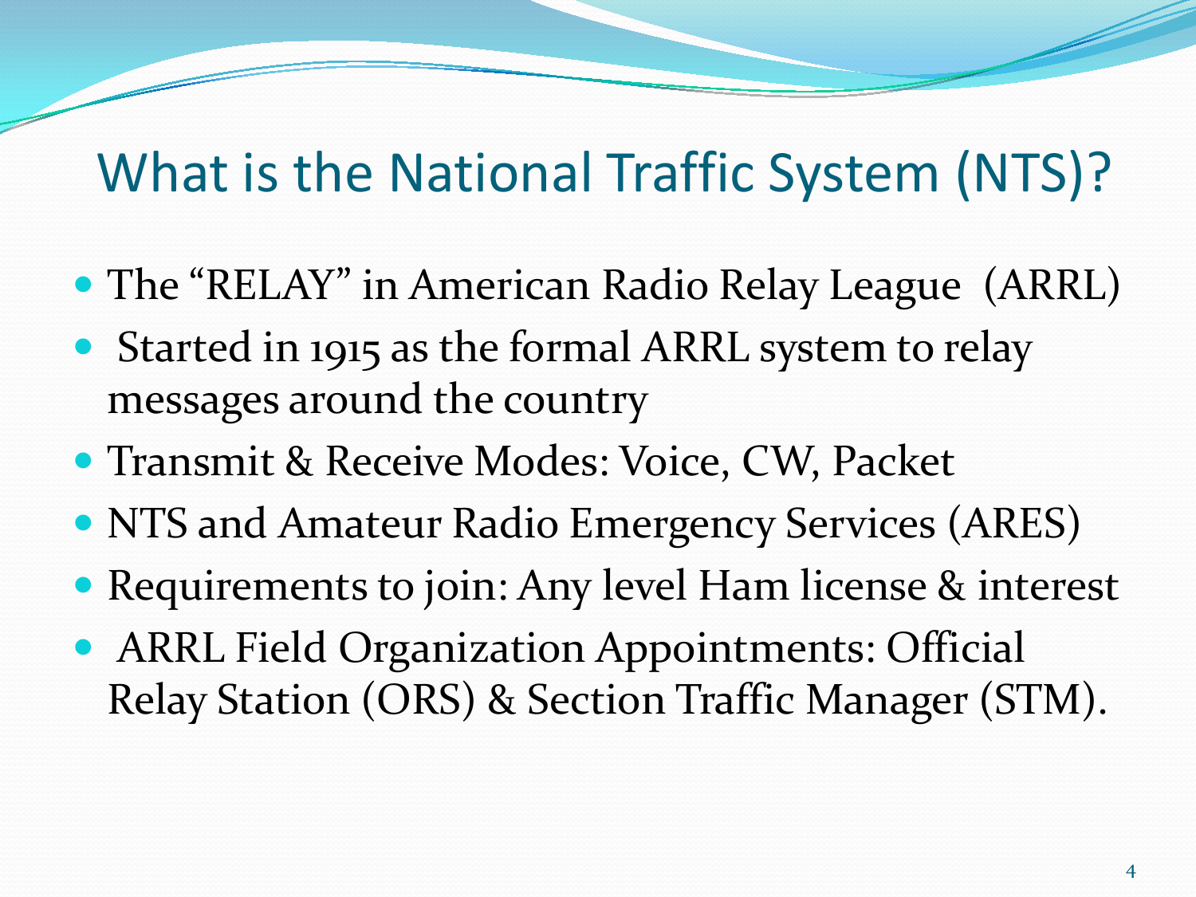# What is the National Traffic System (NTS)?

- The "RELAY" in American Radio Relay League (ARRL)
- Started in 1915 as the formal ARRL system to relay messages around the country
- Transmit & Receive Modes: Voice, CW, Packet
- NTS and Amateur Radio Emergency Services (ARES)
- Requirements to join: Any level Ham license & interest
- ARRL Field Organization Appointments: Official Relay Station (ORS) & Section Traffic Manager (STM).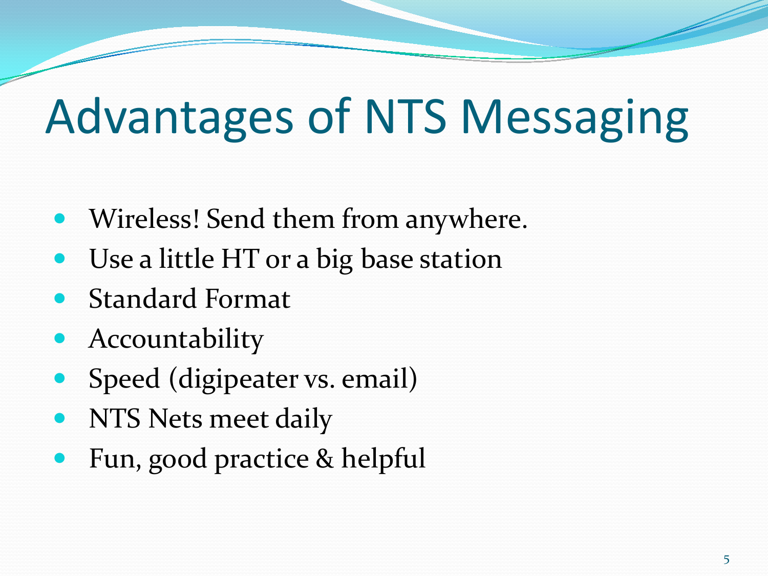# Advantages of NTS Messaging

- Wireless! Send them from anywhere.
- Use a little HT or a big base station
- Standard Format
- Accountability
- Speed (digipeater vs. email)
- NTS Nets meet daily
- Fun, good practice & helpful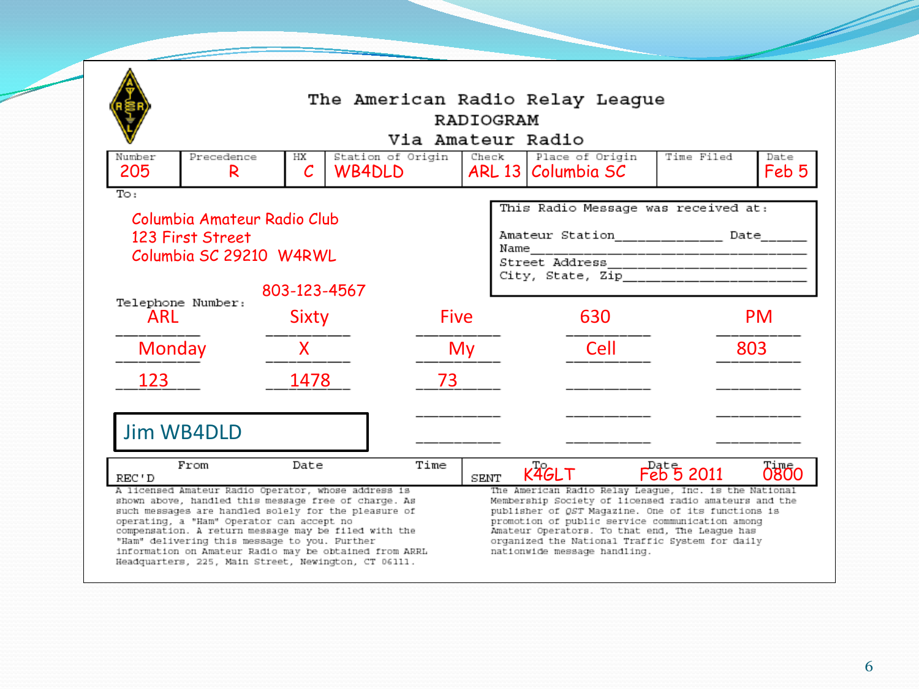# The American Radio Relay League
## RADIOGRAM
### Via Amateur Radio

| Number | Precedence | HX | Station of Origin | Check | Place of Origin | Time Filed | Date |
|---|---|---|---|---|---|---|---|
| 205 | R | C | WB4DLD | ARL 13 | Columbia SC | | Feb 5 |

To:

Columbia Amateur Radio Club
123 First Street
Columbia SC 29210 W4RWL

Telephone Number: 803-123-4567

This Radio Message was received at:

Amateur Station______________ Date______
Name________________________________________
Street Address______________________________
City, State, Zip____________________________

| | | | | |
|---|---|---|---|---|
| ARL | Sixty | Five | 630 | PM |
| Monday | X | My | Cell | 803 |
| 123 | 1478 | 73 | | |

Jim WB4DLD

| | From | Date | Time | | To | Date | Time |
|---|---|---|---|---|---|---|---|
| REC'D | | | | SENT | K4GLT | Feb 5 2011 | 0800 |

A licensed Amateur Radio Operator, whose address is shown above, handled this message free of charge. As such messages are handled solely for the pleasure of operating, a "Ham" Operator can accept no compensation. A return message may be filed with the "Ham" delivering this message to you. Further information on Amateur Radio may be obtained from ARRL Headquarters, 225, Main Street, Newington, CT 06111.

The American Radio Relay League, Inc. is the National Membership Society of licensed radio amateurs and the publisher of *QST* Magazine. One of its functions is promotion of public service communication among Amateur Operators. To that end, The League has organized the National Traffic System for daily nationwide message handling.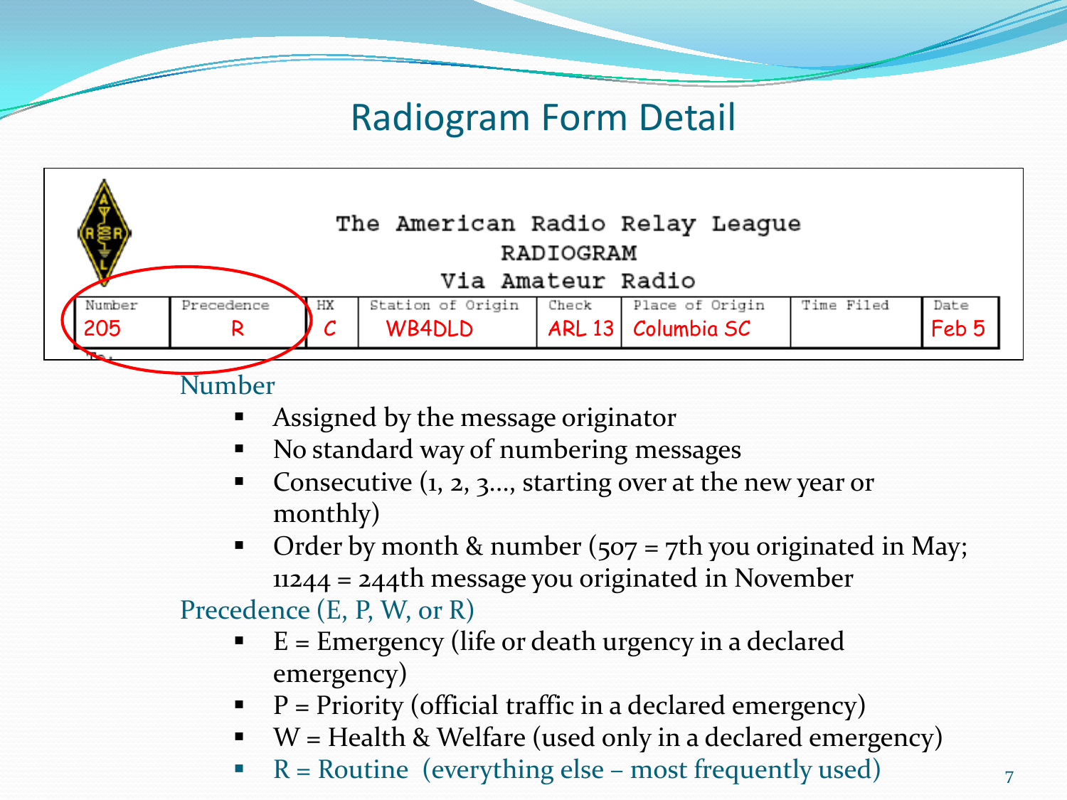# Radiogram Form Detail

The American Radio Relay League
RADIOGRAM
Via Amateur Radio

| Number | Precedence | HX | Station of Origin | Check | Place of Origin | Time Filed | Date |
|---|---|---|---|---|---|---|---|
| 205 | R | C | WB4DLD | ARL 13 | Columbia SC | | Feb 5 |

Number

- Assigned by the message originator
- No standard way of numbering messages
- Consecutive (1, 2, 3…, starting over at the new year or monthly)
- Order by month & number (507 = 7th you originated in May; 11244 = 244th message you originated in November

Precedence (E, P, W, or R)

- E = Emergency (life or death urgency in a declared emergency)
- P = Priority (official traffic in a declared emergency)
- W = Health & Welfare (used only in a declared emergency)
- R = Routine (everything else – most frequently used)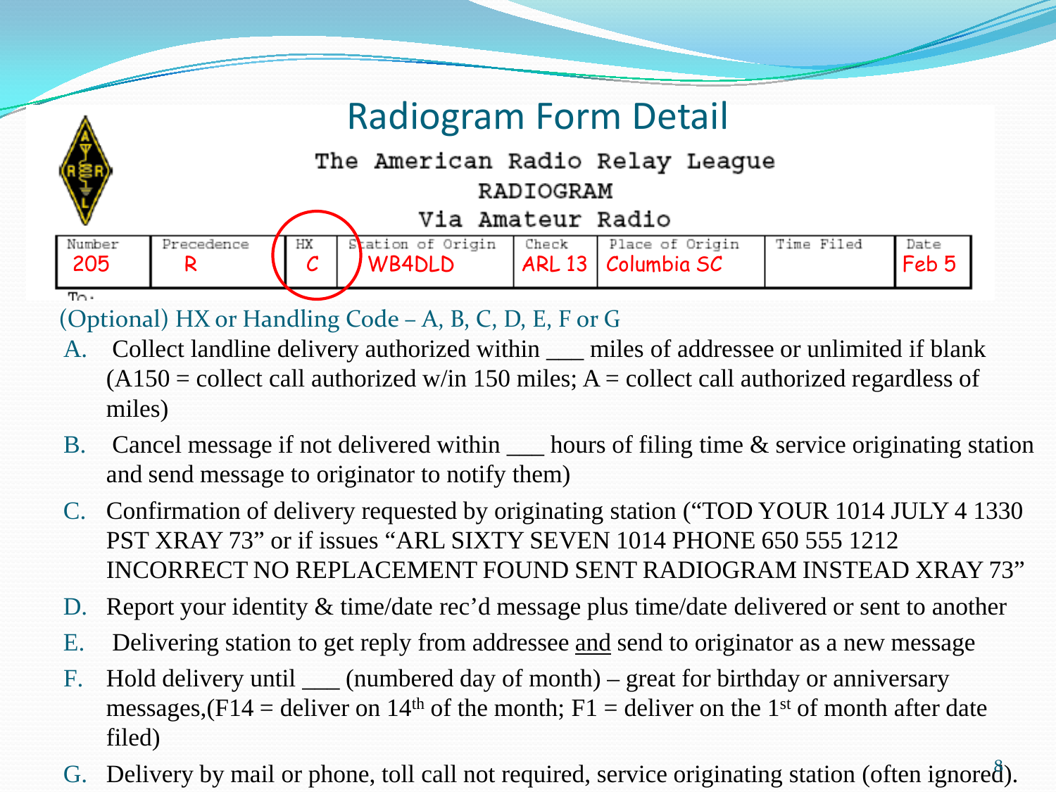# Radiogram Form Detail

The American Radio Relay League
RADIOGRAM
Via Amateur Radio

| Number | Precedence | HX | Station of Origin | Check | Place of Origin | Time Filed | Date |
|---|---|---|---|---|---|---|---|
| 205 | R | C | WB4DLD | ARL 13 | Columbia SC | | Feb 5 |

To:

(Optional) HX or Handling Code – A, B, C, D, E, F or G

A. Collect landline delivery authorized within ___ miles of addressee or unlimited if blank (A150 = collect call authorized w/in 150 miles; A = collect call authorized regardless of miles)

B. Cancel message if not delivered within ___ hours of filing time & service originating station and send message to originator to notify them)

C. Confirmation of delivery requested by originating station ("TOD YOUR 1014 JULY 4 1330 PST XRAY 73" or if issues "ARL SIXTY SEVEN 1014 PHONE 650 555 1212 INCORRECT NO REPLACEMENT FOUND SENT RADIOGRAM INSTEAD XRAY 73"

D. Report your identity & time/date rec'd message plus time/date delivered or sent to another

E. Delivering station to get reply from addressee <u>and</u> send to originator as a new message

F. Hold delivery until ___ (numbered day of month) – great for birthday or anniversary messages,(F14 = deliver on 14th of the month; F1 = deliver on the 1st of month after date filed)

G. Delivery by mail or phone, toll call not required, service originating station (often ignored).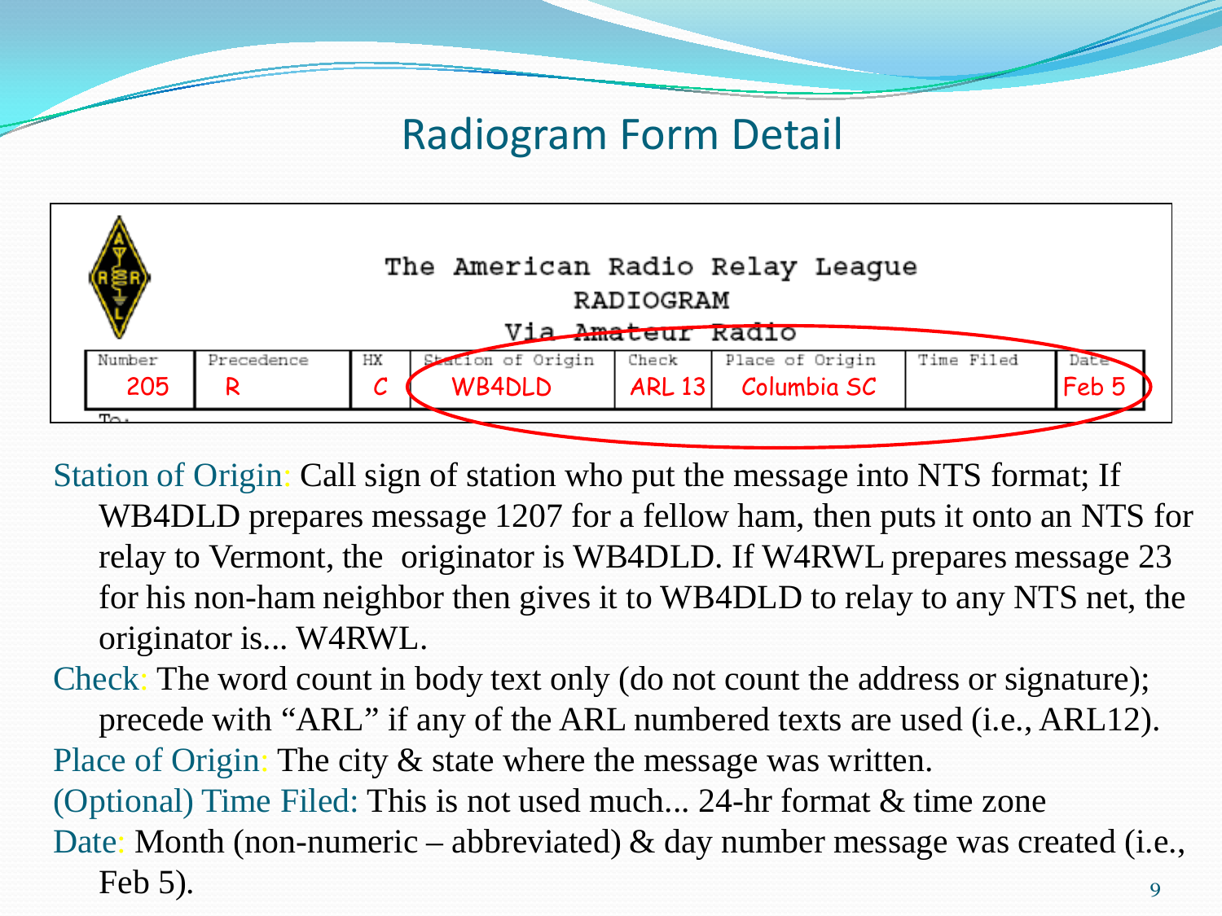# Radiogram Form Detail

The American Radio Relay League
RADIOGRAM
Via Amateur Radio

| Number | Precedence | HX | Station of Origin | Check | Place of Origin | Time Filed | Date |
|---|---|---|---|---|---|---|---|
| 205 | R | C | WB4DLD | ARL 13 | Columbia SC | | Feb 5 |

Station of Origin: Call sign of station who put the message into NTS format; If WB4DLD prepares message 1207 for a fellow ham, then puts it onto an NTS for relay to Vermont, the originator is WB4DLD. If W4RWL prepares message 23 for his non-ham neighbor then gives it to WB4DLD to relay to any NTS net, the originator is... W4RWL.

Check: The word count in body text only (do not count the address or signature); precede with "ARL" if any of the ARL numbered texts are used (i.e., ARL12).

Place of Origin: The city & state where the message was written.

(Optional) Time Filed: This is not used much... 24-hr format & time zone

Date: Month (non-numeric – abbreviated) & day number message was created (i.e., Feb 5).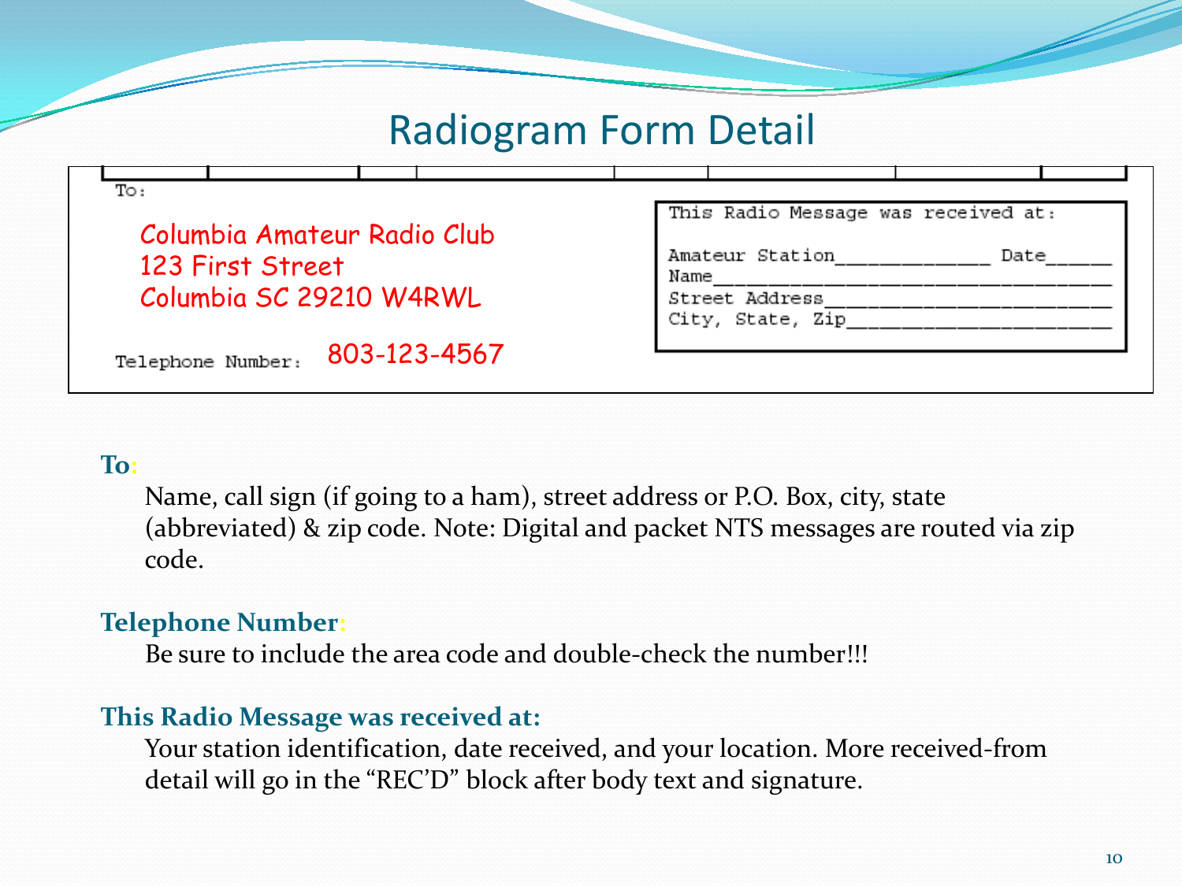# Radiogram Form Detail

To:

Columbia Amateur Radio Club
123 First Street
Columbia SC 29210 W4RWL

Telephone Number: 803-123-4567

This Radio Message was received at:

Amateur Station____________ Date_____
Name_______________________________
Street Address_____________________
City, State, Zip___________________

**To:**

Name, call sign (if going to a ham), street address or P.O. Box, city, state (abbreviated) & zip code. Note: Digital and packet NTS messages are routed via zip code.

**Telephone Number:**

Be sure to include the area code and double-check the number!!!

**This Radio Message was received at:**

Your station identification, date received, and your location. More received-from detail will go in the "REC'D" block after body text and signature.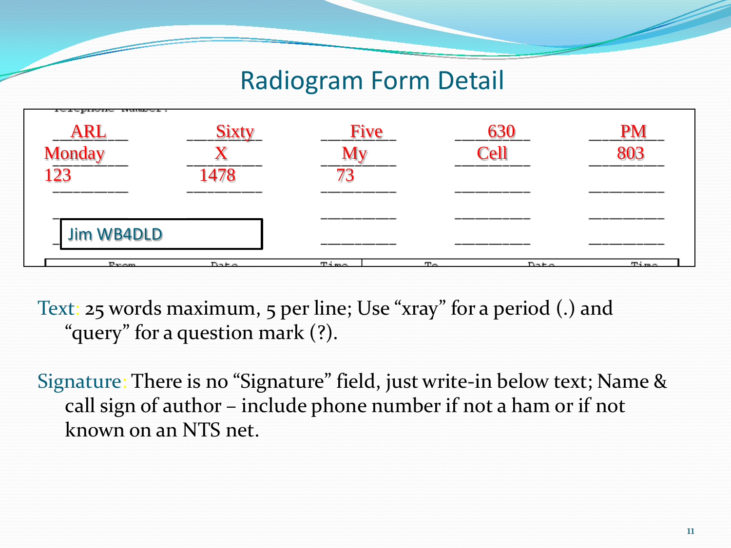# Radiogram Form Detail

| | | | | |
|---|---|---|---|---|
| ARL | Sixty | Five | 630 | PM |
| Monday | X | My | Cell | 803 |
| 123 | 1478 | 73 | | |

Jim WB4DLD

Text: 25 words maximum, 5 per line; Use "xray" for a period (.) and "query" for a question mark (?).

Signature: There is no "Signature" field, just write-in below text; Name & call sign of author – include phone number if not a ham or if not known on an NTS net.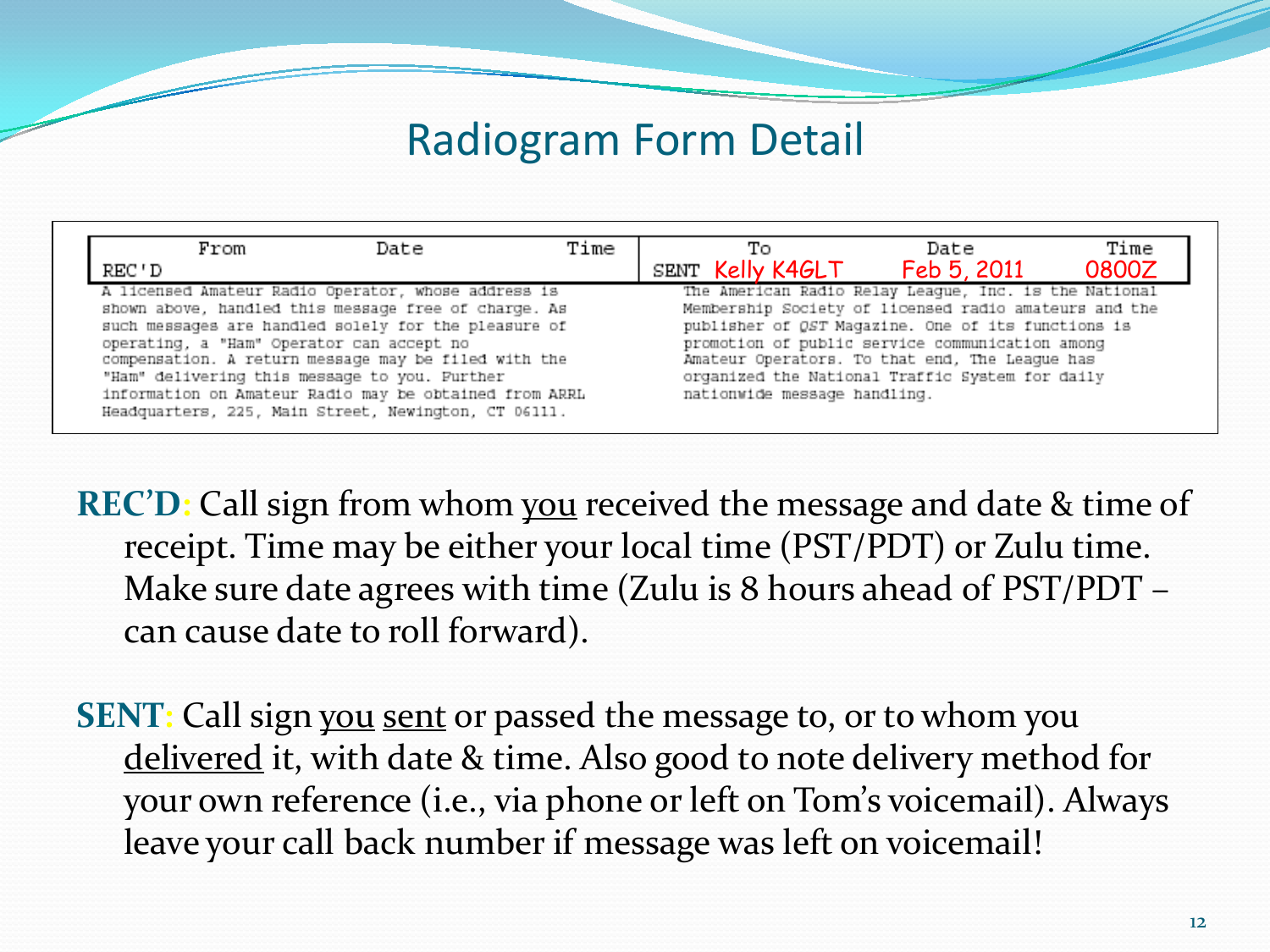# Radiogram Form Detail

| From | Date | Time | To | Date | Time |
|---|---|---|---|---|---|
| REC'D | | | SENT Kelly K4GLT | Feb 5, 2011 | 0800Z |

A licensed Amateur Radio Operator, whose address is shown above, handled this message free of charge. As such messages are handled solely for the pleasure of operating, a "Ham" Operator can accept no compensation. A return message may be filed with the "Ham" delivering this message to you. Further information on Amateur Radio may be obtained from ARRL Headquarters, 225, Main Street, Newington, CT 06111.

The American Radio Relay League, Inc. is the National Membership Society of licensed radio amateurs and the publisher of *QST* Magazine. One of its functions is promotion of public service communication among Amateur Operators. To that end, The League has organized the National Traffic System for daily nationwide message handling.

**REC'D**: Call sign from whom you received the message and date & time of receipt. Time may be either your local time (PST/PDT) or Zulu time. Make sure date agrees with time (Zulu is 8 hours ahead of PST/PDT – can cause date to roll forward).

**SENT**: Call sign you sent or passed the message to, or to whom you delivered it, with date & time. Also good to note delivery method for your own reference (i.e., via phone or left on Tom's voicemail). Always leave your call back number if message was left on voicemail!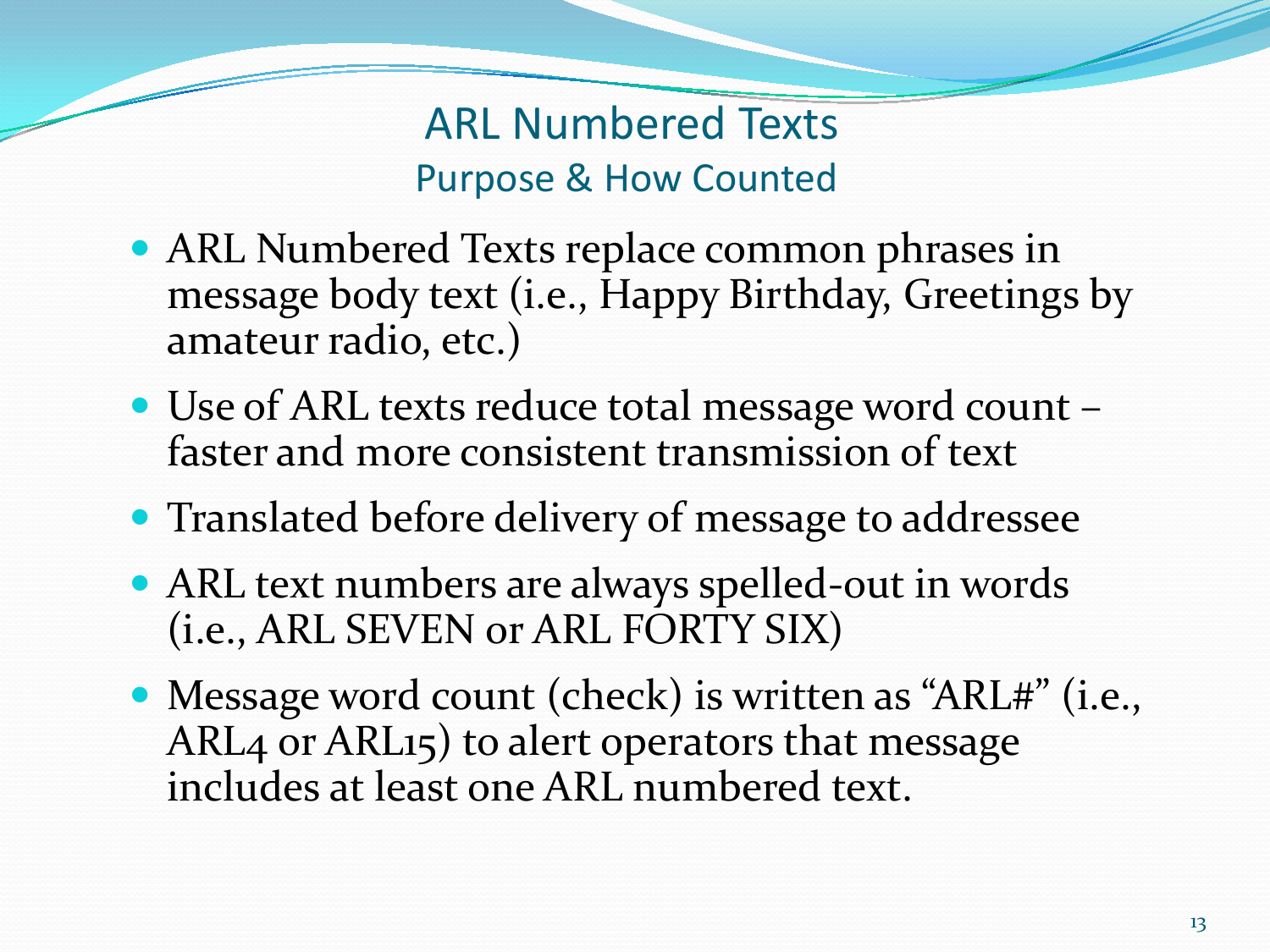# ARL Numbered Texts

## Purpose & How Counted

- ARL Numbered Texts replace common phrases in message body text (i.e., Happy Birthday, Greetings by amateur radio, etc.)
- Use of ARL texts reduce total message word count – faster and more consistent transmission of text
- Translated before delivery of message to addressee
- ARL text numbers are always spelled-out in words (i.e., ARL SEVEN or ARL FORTY SIX)
- Message word count (check) is written as "ARL#" (i.e., ARL4 or ARL15) to alert operators that message includes at least one ARL numbered text.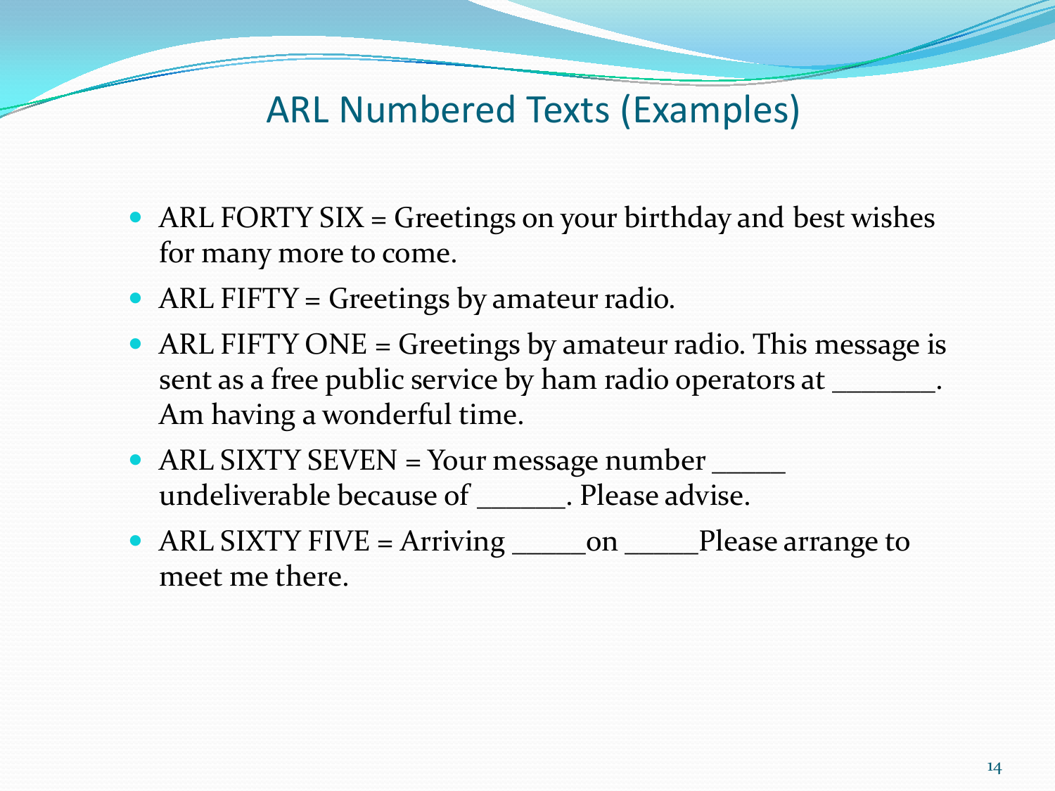# ARL Numbered Texts (Examples)

- ARL FORTY SIX = Greetings on your birthday and best wishes for many more to come.
- ARL FIFTY = Greetings by amateur radio.
- ARL FIFTY ONE = Greetings by amateur radio. This message is sent as a free public service by ham radio operators at _______. Am having a wonderful time.
- ARL SIXTY SEVEN = Your message number _____ undeliverable because of ______. Please advise.
- ARL SIXTY FIVE = Arriving _____on _____Please arrange to meet me there.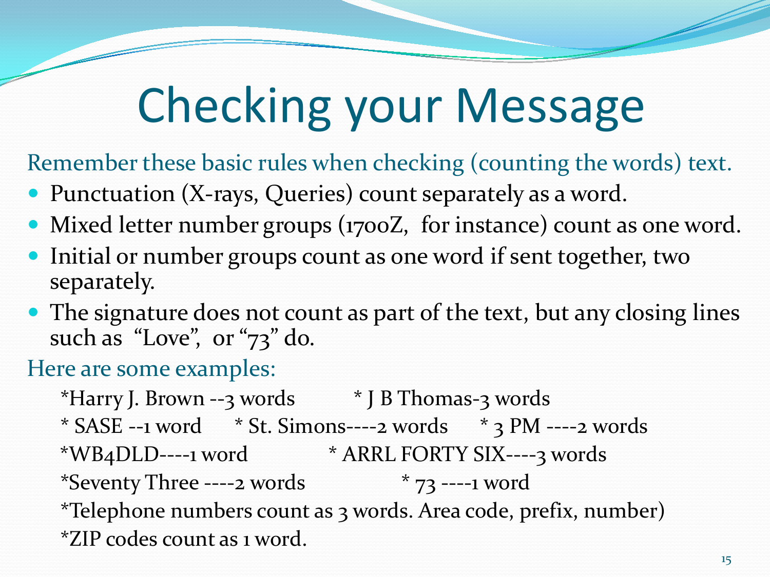# Checking your Message

Remember these basic rules when checking (counting the words) text.

- Punctuation (X-rays, Queries) count separately as a word.
- Mixed letter number groups (1700Z, for instance) count as one word.
- Initial or number groups count as one word if sent together, two separately.
- The signature does not count as part of the text, but any closing lines such as "Love", or "73" do.

Here are some examples:

*Harry J. Brown --3 words  * J B Thomas-3 words

* SASE --1 word  * St. Simons----2 words  * 3 PM ----2 words

*WB4DLD----1 word  * ARRL FORTY SIX----3 words

*Seventy Three ----2 words  * 73 ----1 word

*Telephone numbers count as 3 words. Area code, prefix, number)

*ZIP codes count as 1 word.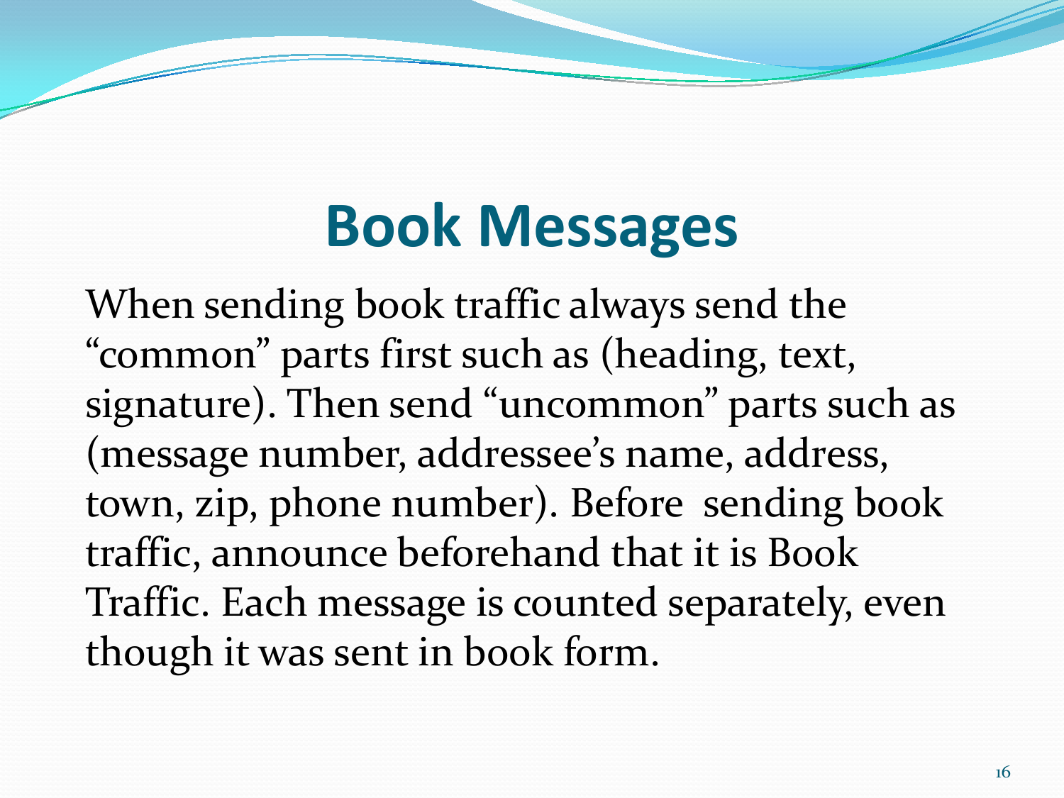# Book Messages

When sending book traffic always send the “common” parts first such as (heading, text, signature). Then send “uncommon” parts such as (message number, addressee’s name, address, town, zip, phone number). Before  sending book traffic, announce beforehand that it is Book Traffic. Each message is counted separately, even though it was sent in book form.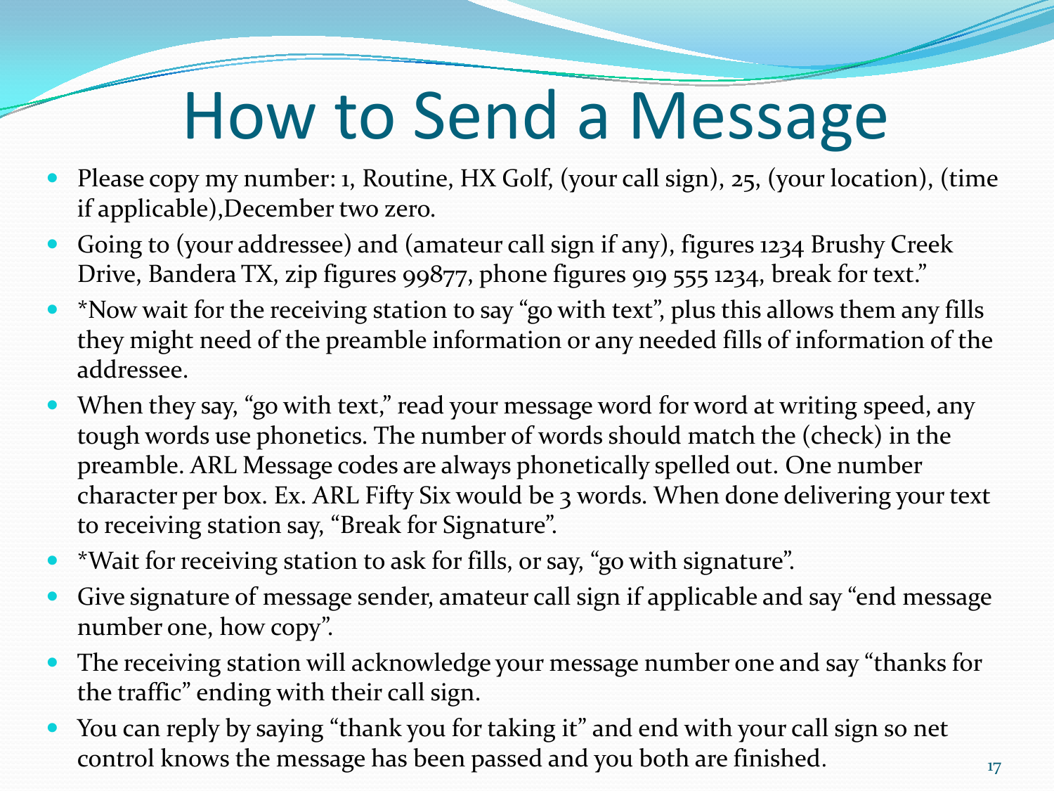# How to Send a Message

- Please copy my number: 1, Routine, HX Golf, (your call sign), 25, (your location), (time if applicable),December two zero.
- Going to (your addressee) and (amateur call sign if any), figures 1234 Brushy Creek Drive, Bandera TX, zip figures 99877, phone figures 919 555 1234, break for text."
- *Now wait for the receiving station to say "go with text", plus this allows them any fills they might need of the preamble information or any needed fills of information of the addressee.
- When they say, "go with text," read your message word for word at writing speed, any tough words use phonetics. The number of words should match the (check) in the preamble. ARL Message codes are always phonetically spelled out. One number character per box. Ex. ARL Fifty Six would be 3 words. When done delivering your text to receiving station say, "Break for Signature".
- *Wait for receiving station to ask for fills, or say, "go with signature".
- Give signature of message sender, amateur call sign if applicable and say "end message number one, how copy".
- The receiving station will acknowledge your message number one and say "thanks for the traffic" ending with their call sign.
- You can reply by saying "thank you for taking it" and end with your call sign so net control knows the message has been passed and you both are finished.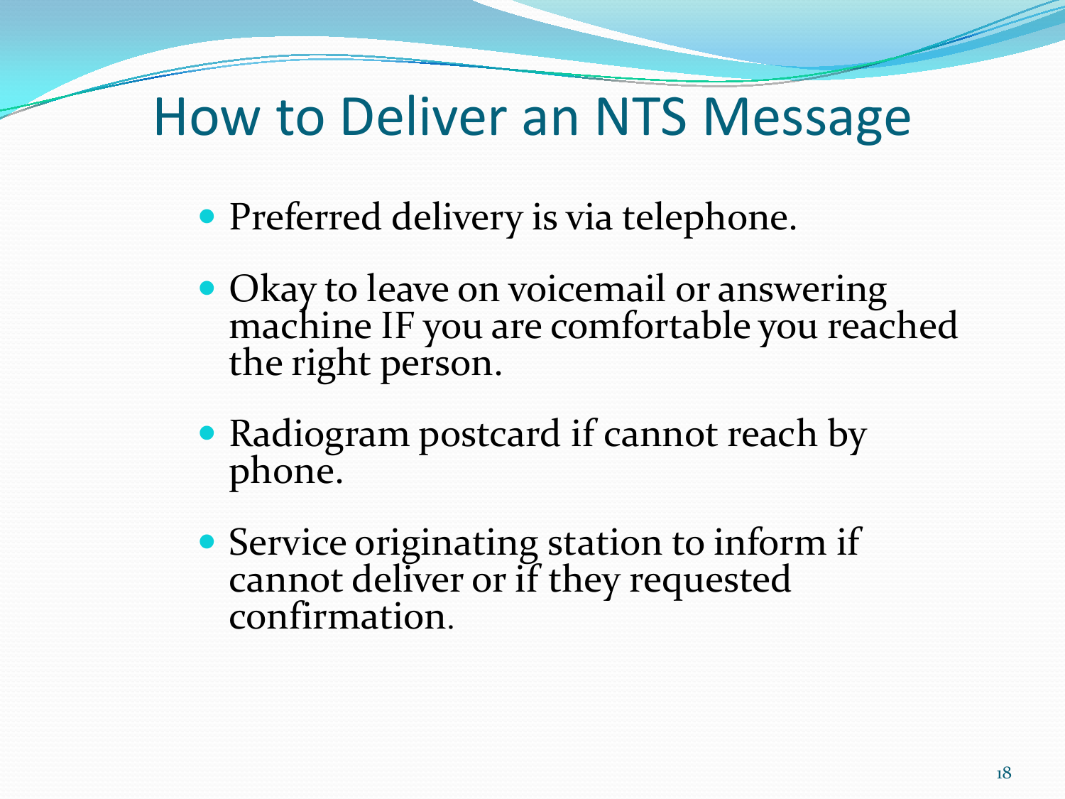# How to Deliver an NTS Message

- Preferred delivery is via telephone.
- Okay to leave on voicemail or answering machine IF you are comfortable you reached the right person.
- Radiogram postcard if cannot reach by phone.
- Service originating station to inform if cannot deliver or if they requested confirmation.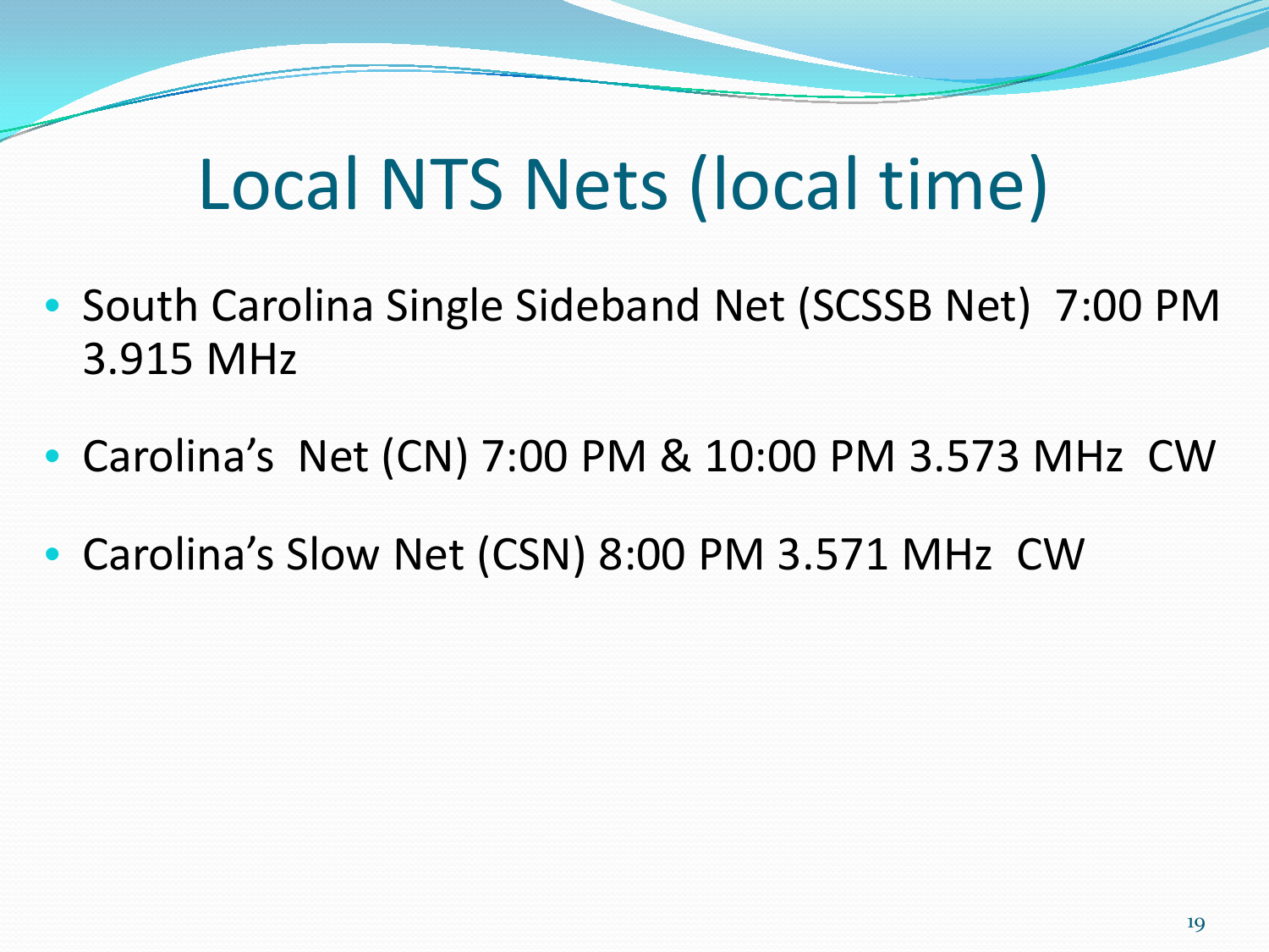# Local NTS Nets (local time)

- South Carolina Single Sideband Net (SCSSB Net) 7:00 PM 3.915 MHz
- Carolina's Net (CN) 7:00 PM & 10:00 PM 3.573 MHz CW
- Carolina's Slow Net (CSN) 8:00 PM 3.571 MHz CW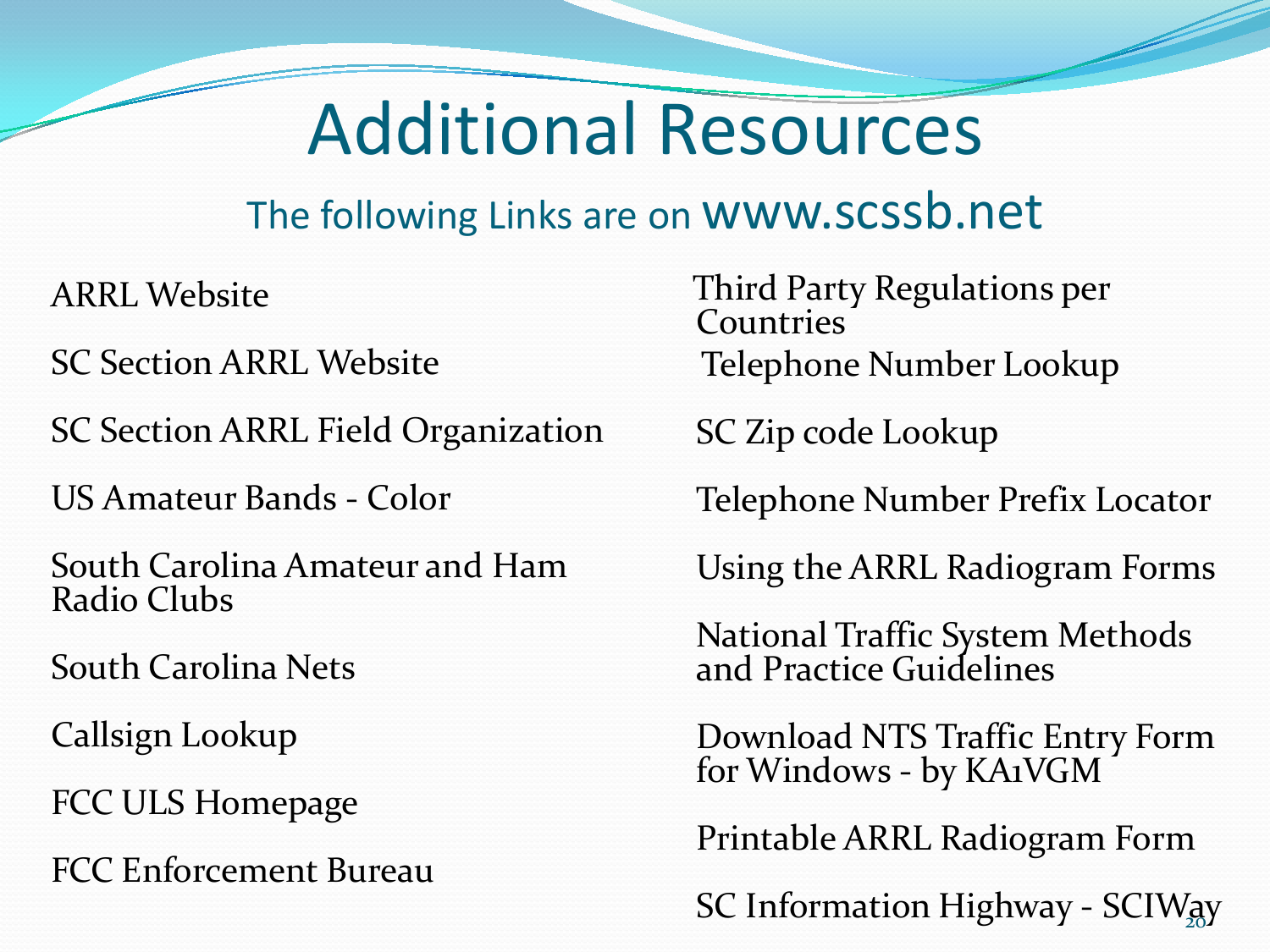# Additional Resources

## The following Links are on www.scssb.net

- ARRL Website
- SC Section ARRL Website
- SC Section ARRL Field Organization
- US Amateur Bands - Color
- South Carolina Amateur and Ham Radio Clubs
- South Carolina Nets
- Callsign Lookup
- FCC ULS Homepage
- FCC Enforcement Bureau
- Third Party Regulations per Countries
- Telephone Number Lookup
- SC Zip code Lookup
- Telephone Number Prefix Locator
- Using the ARRL Radiogram Forms
- National Traffic System Methods and Practice Guidelines
- Download NTS Traffic Entry Form for Windows - by KA1VGM
- Printable ARRL Radiogram Form
- SC Information Highway - SCIWay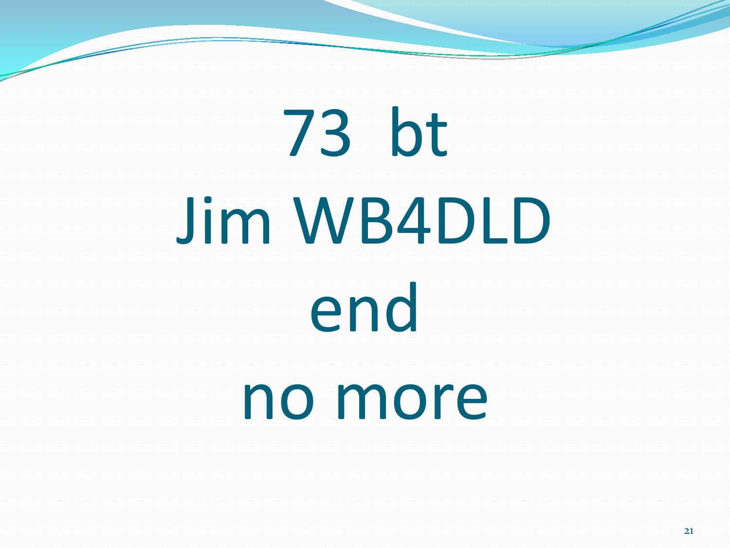73 bt

Jim WB4DLD

end

no more